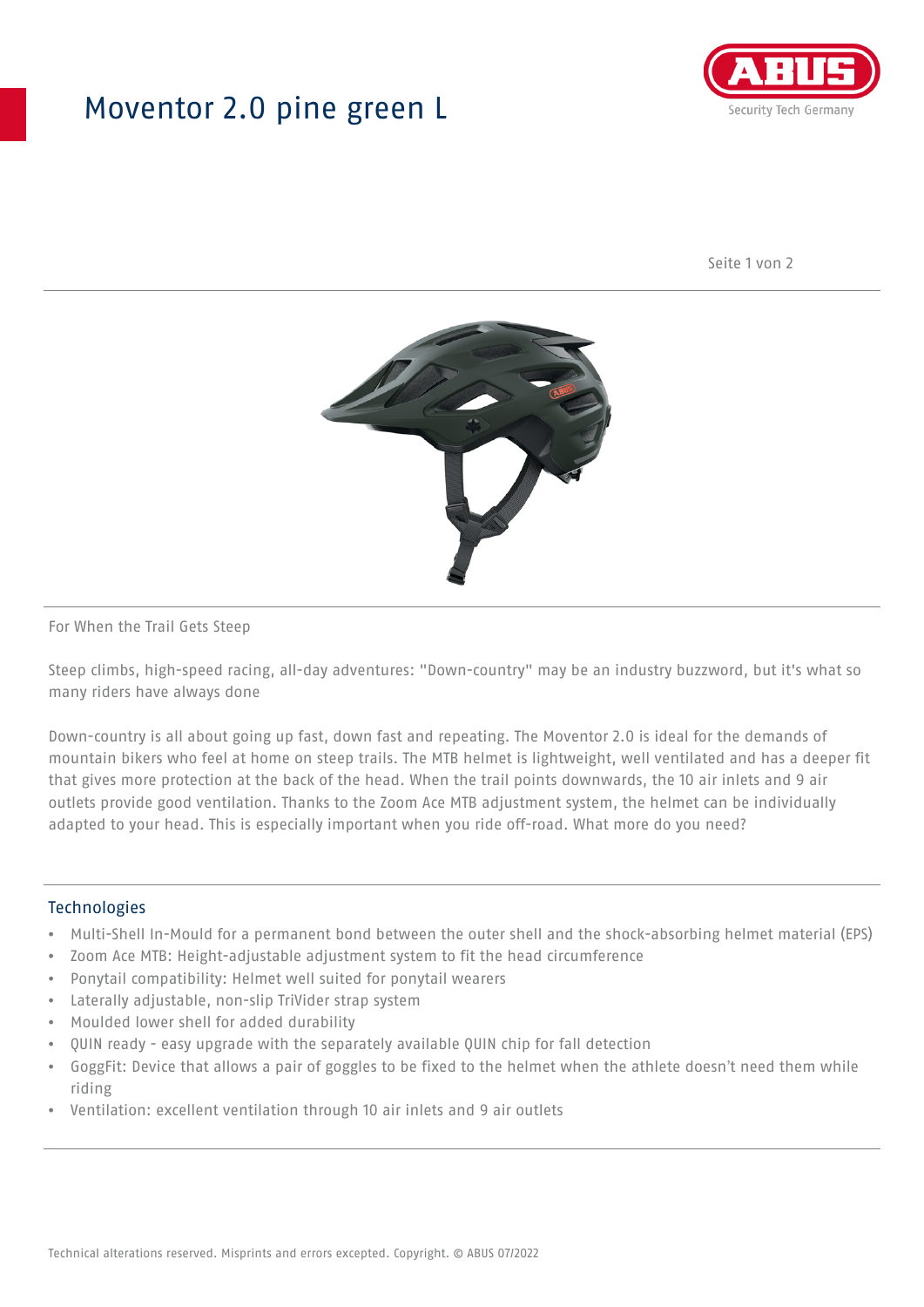# Moventor 2.0 pine green L

For When the Trail Gets Steep

Steep climbs, high-speed racing, all-day adventures: "Down-country" may be an industry buzzword, but it's what so many riders have always done

Down-country is all about going up fast, down fast and repeating. The Moventor 2.0 is ideal for the demands of mountain bikers who feel at home on steep trails. The MTB helmet is lightweight, well ventilated and has a deeper fit that gives more protection at the back of the head. When the trail points downwards, the 10 air inlets and 9 air outlets provide good ventilation. Thanks to the Zoom Ace MTB adjustment system, the helmet can be individually adapted to your head. This is especially important when you ride off-road. What more do you need?

## Technologies

- Multi-Shell In-Mould for a permanent bond between the outer shell and the shock-absorbing helmet material (EPS)
- Zoom Ace MTB: Height-adjustable adjustment system to fit the head circumference
- Ponytail compatibility: Helmet well suited for ponytail wearers
- Laterally adjustable, non-slip TriVider strap system
- Moulded lower shell for added durability
- QUIN ready - easy upgrade with the separately available QUIN chip for fall detection
- GoggFit: Device that allows a pair of goggles to be fixed to the helmet when the athlete doesn't need them while riding
- Ventilation: excellent ventilation through 10 air inlets and 9 air outlets

Technical alterations reserved. Misprints and errors excepted. Copyright. © ABUS 07/2022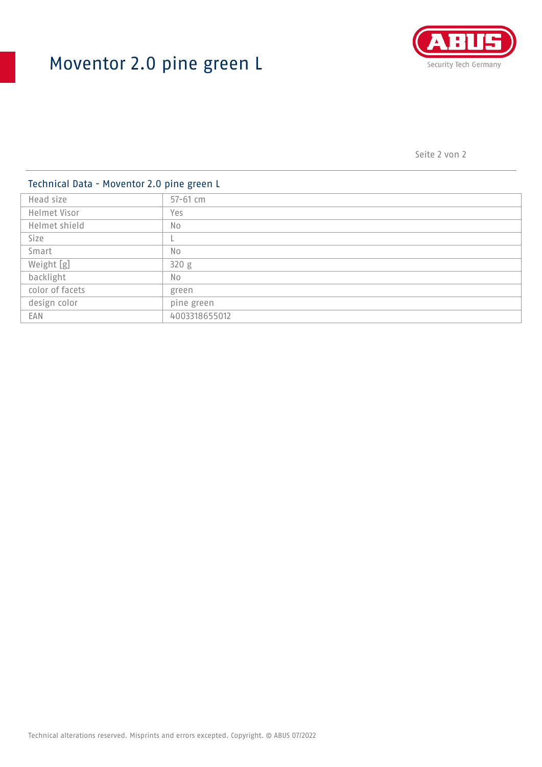# Moventor 2.0 pine green L

## Technical Data - Moventor 2.0 pine green L

| | |
|---|---|
| Head size | 57-61 cm |
| Helmet Visor | Yes |
| Helmet shield | No |
| Size | L |
| Smart | No |
| Weight [g] | 320 g |
| backlight | No |
| color of facets | green |
| design color | pine green |
| EAN | 4003318655012 |

Technical alterations reserved. Misprints and errors excepted. Copyright. © ABUS 07/2022